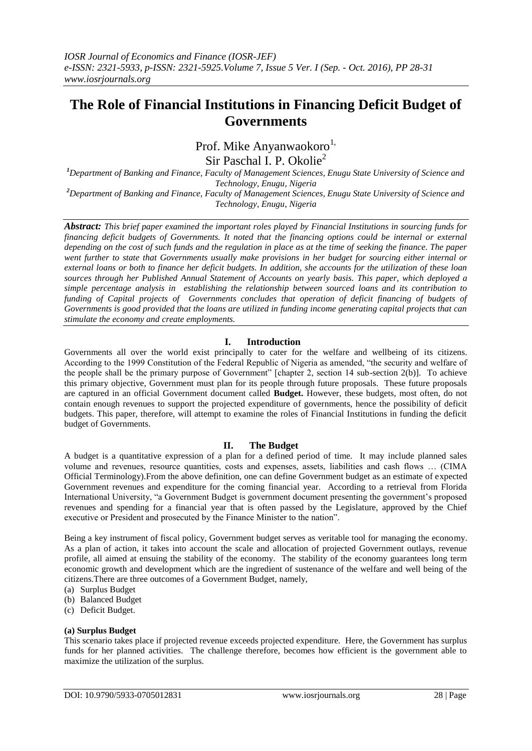# The Role of Financial Institutions in Financing Deficit Budget of Governments

Prof. Mike Anyanwaokoro[1], Sir Paschal I. P. Okolie[2]

[1]Department of Banking and Finance, Faculty of Management Sciences, Enugu State University of Science and Technology, Enugu, Nigeria

[2]Department of Banking and Finance, Faculty of Management Sciences, Enugu State University of Science and Technology, Enugu, Nigeria

***Abstract:*** *This brief paper examined the important roles played by Financial Institutions in sourcing funds for financing deficit budgets of Governments. It noted that the financing options could be internal or external depending on the cost of such funds and the regulation in place as at the time of seeking the finance. The paper went further to state that Governments usually make provisions in her budget for sourcing either internal or external loans or both to finance her deficit budgets. In addition, she accounts for the utilization of these loan sources through her Published Annual Statement of Accounts on yearly basis. This paper, which deployed a simple percentage analysis in establishing the relationship between sourced loans and its contribution to funding of Capital projects of Governments concludes that operation of deficit financing of budgets of Governments is good provided that the loans are utilized in funding income generating capital projects that can stimulate the economy and create employments.*

## I. Introduction

Governments all over the world exist principally to cater for the welfare and wellbeing of its citizens. According to the 1999 Constitution of the Federal Republic of Nigeria as amended, "the security and welfare of the people shall be the primary purpose of Government" [chapter 2, section 14 sub-section 2(b)]. To achieve this primary objective, Government must plan for its people through future proposals. These future proposals are captured in an official Government document called **Budget.** However, these budgets, most often, do not contain enough revenues to support the projected expenditure of governments, hence the possibility of deficit budgets. This paper, therefore, will attempt to examine the roles of Financial Institutions in funding the deficit budget of Governments.

## II. The Budget

A budget is a quantitative expression of a plan for a defined period of time. It may include planned sales volume and revenues, resource quantities, costs and expenses, assets, liabilities and cash flows … (CIMA Official Terminology).From the above definition, one can define Government budget as an estimate of expected Government revenues and expenditure for the coming financial year. According to a retrieval from Florida International University, "a Government Budget is government document presenting the government's proposed revenues and spending for a financial year that is often passed by the Legislature, approved by the Chief executive or President and prosecuted by the Finance Minister to the nation".

Being a key instrument of fiscal policy, Government budget serves as veritable tool for managing the economy. As a plan of action, it takes into account the scale and allocation of projected Government outlays, revenue profile, all aimed at ensuing the stability of the economy. The stability of the economy guarantees long term economic growth and development which are the ingredient of sustenance of the welfare and well being of the citizens.There are three outcomes of a Government Budget, namely,

(a) Surplus Budget
(b) Balanced Budget
(c) Deficit Budget.

**(a) Surplus Budget**

This scenario takes place if projected revenue exceeds projected expenditure. Here, the Government has surplus funds for her planned activities. The challenge therefore, becomes how efficient is the government able to maximize the utilization of the surplus.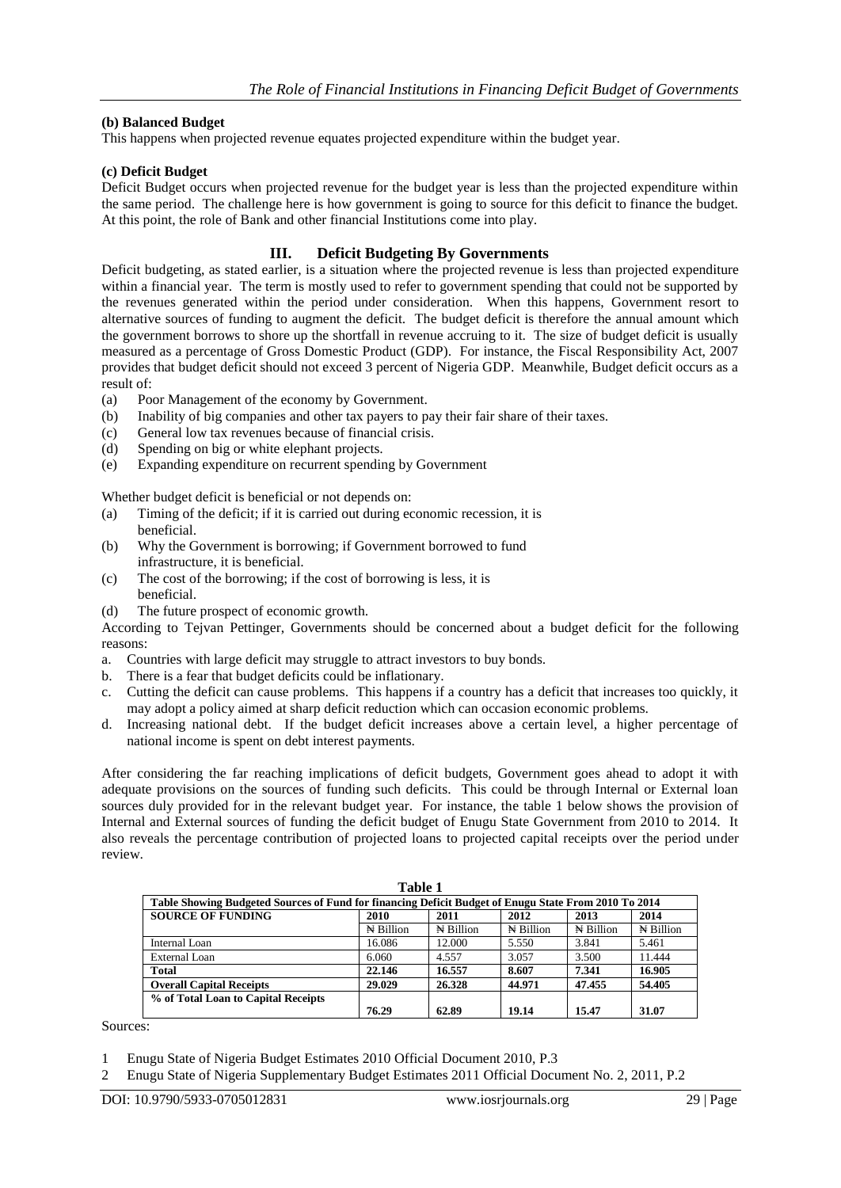**(b) Balanced Budget**

This happens when projected revenue equates projected expenditure within the budget year.

**(c) Deficit Budget**

Deficit Budget occurs when projected revenue for the budget year is less than the projected expenditure within the same period. The challenge here is how government is going to source for this deficit to finance the budget. At this point, the role of Bank and other financial Institutions come into play.

## III. Deficit Budgeting By Governments

Deficit budgeting, as stated earlier, is a situation where the projected revenue is less than projected expenditure within a financial year. The term is mostly used to refer to government spending that could not be supported by the revenues generated within the period under consideration. When this happens, Government resort to alternative sources of funding to augment the deficit. The budget deficit is therefore the annual amount which the government borrows to shore up the shortfall in revenue accruing to it. The size of budget deficit is usually measured as a percentage of Gross Domestic Product (GDP). For instance, the Fiscal Responsibility Act, 2007 provides that budget deficit should not exceed 3 percent of Nigeria GDP. Meanwhile, Budget deficit occurs as a result of:

(a) Poor Management of the economy by Government.
(b) Inability of big companies and other tax payers to pay their fair share of their taxes.
(c) General low tax revenues because of financial crisis.
(d) Spending on big or white elephant projects.
(e) Expanding expenditure on recurrent spending by Government

Whether budget deficit is beneficial or not depends on:

(a) Timing of the deficit; if it is carried out during economic recession, it is beneficial.
(b) Why the Government is borrowing; if Government borrowed to fund infrastructure, it is beneficial.
(c) The cost of the borrowing; if the cost of borrowing is less, it is beneficial.
(d) The future prospect of economic growth.

According to Tejvan Pettinger, Governments should be concerned about a budget deficit for the following reasons:

a. Countries with large deficit may struggle to attract investors to buy bonds.
b. There is a fear that budget deficits could be inflationary.
c. Cutting the deficit can cause problems. This happens if a country has a deficit that increases too quickly, it may adopt a policy aimed at sharp deficit reduction which can occasion economic problems.
d. Increasing national debt. If the budget deficit increases above a certain level, a higher percentage of national income is spent on debt interest payments.

After considering the far reaching implications of deficit budgets, Government goes ahead to adopt it with adequate provisions on the sources of funding such deficits. This could be through Internal or External loan sources duly provided for in the relevant budget year. For instance, the table 1 below shows the provision of Internal and External sources of funding the deficit budget of Enugu State Government from 2010 to 2014. It also reveals the percentage contribution of projected loans to projected capital receipts over the period under review.

**Table 1**

**Table Showing Budgeted Sources of Fund for financing Deficit Budget of Enugu State From 2010 To 2014**

| **SOURCE OF FUNDING** | **2010** | **2011** | **2012** | **2013** | **2014** |
|---|---|---|---|---|---|
| | ₦ Billion | ₦ Billion | ₦ Billion | ₦ Billion | ₦ Billion |
| Internal Loan | 16.086 | 12.000 | 5.550 | 3.841 | 5.461 |
| External Loan | 6.060 | 4.557 | 3.057 | 3.500 | 11.444 |
| **Total** | **22.146** | **16.557** | **8.607** | **7.341** | **16.905** |
| **Overall Capital Receipts** | **29.029** | **26.328** | **44.971** | **47.455** | **54.405** |
| **% of Total Loan to Capital Receipts** | **76.29** | **62.89** | **19.14** | **15.47** | **31.07** |

Sources:

1 Enugu State of Nigeria Budget Estimates 2010 Official Document 2010, P.3
2 Enugu State of Nigeria Supplementary Budget Estimates 2011 Official Document No. 2, 2011, P.2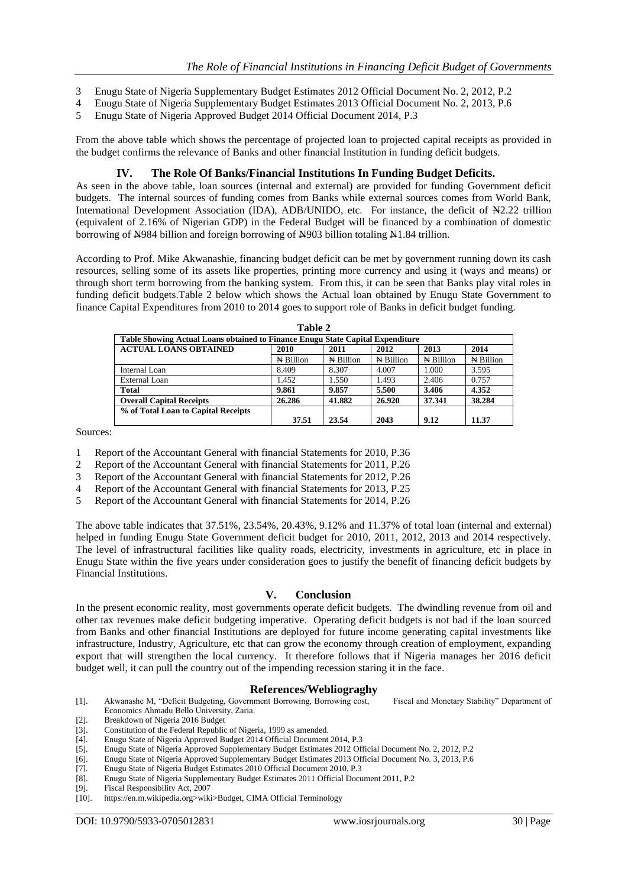3 Enugu State of Nigeria Supplementary Budget Estimates 2012 Official Document No. 2, 2012, P.2
4 Enugu State of Nigeria Supplementary Budget Estimates 2013 Official Document No. 2, 2013, P.6
5 Enugu State of Nigeria Approved Budget 2014 Official Document 2014, P.3

From the above table which shows the percentage of projected loan to projected capital receipts as provided in the budget confirms the relevance of Banks and other financial Institution in funding deficit budgets.

## IV. The Role Of Banks/Financial Institutions In Funding Budget Deficits.

As seen in the above table, loan sources (internal and external) are provided for funding Government deficit budgets. The internal sources of funding comes from Banks while external sources comes from World Bank, International Development Association (IDA), ADB/UNIDO, etc. For instance, the deficit of ₦2.22 trillion (equivalent of 2.16% of Nigerian GDP) in the Federal Budget will be financed by a combination of domestic borrowing of ₦984 billion and foreign borrowing of ₦903 billion totaling ₦1.84 trillion.

According to Prof. Mike Akwanashie, financing budget deficit can be met by government running down its cash resources, selling some of its assets like properties, printing more currency and using it (ways and means) or through short term borrowing from the banking system. From this, it can be seen that Banks play vital roles in funding deficit budgets.Table 2 below which shows the Actual loan obtained by Enugu State Government to finance Capital Expenditures from 2010 to 2014 goes to support role of Banks in deficit budget funding.

**Table 2**

| Table Showing Actual Loans obtained to Finance Enugu State Capital Expenditure | | | | | |
|---|---|---|---|---|---|
| **ACTUAL LOANS OBTAINED** | **2010** | **2011** | **2012** | **2013** | **2014** |
| | ₦ Billion | ₦ Billion | ₦ Billion | ₦ Billion | ₦ Billion |
| Internal Loan | 8.409 | 8.307 | 4.007 | 1.000 | 3.595 |
| External Loan | 1.452 | 1.550 | 1.493 | 2.406 | 0.757 |
| **Total** | **9.861** | **9.857** | **5.500** | **3.406** | **4.352** |
| **Overall Capital Receipts** | **26.286** | **41.882** | **26.920** | **37.341** | **38.284** |
| **% of Total Loan to Capital Receipts** | **37.51** | **23.54** | **2043** | **9.12** | **11.37** |

Sources:

1 Report of the Accountant General with financial Statements for 2010, P.36
2 Report of the Accountant General with financial Statements for 2011, P.26
3 Report of the Accountant General with financial Statements for 2012, P.26
4 Report of the Accountant General with financial Statements for 2013, P.25
5 Report of the Accountant General with financial Statements for 2014, P.26

The above table indicates that 37.51%, 23.54%, 20.43%, 9.12% and 11.37% of total loan (internal and external) helped in funding Enugu State Government deficit budget for 2010, 2011, 2012, 2013 and 2014 respectively. The level of infrastructural facilities like quality roads, electricity, investments in agriculture, etc in place in Enugu State within the five years under consideration goes to justify the benefit of financing deficit budgets by Financial Institutions.

## V. Conclusion

In the present economic reality, most governments operate deficit budgets. The dwindling revenue from oil and other tax revenues make deficit budgeting imperative. Operating deficit budgets is not bad if the loan sourced from Banks and other financial Institutions are deployed for future income generating capital investments like infrastructure, Industry, Agriculture, etc that can grow the economy through creation of employment, expanding export that will strengthen the local currency. It therefore follows that if Nigeria manages her 2016 deficit budget well, it can pull the country out of the impending recession staring it in the face.

## References/Webliograghy

[1]. Akwanashe M, "Deficit Budgeting, Government Borrowing, Borrowing cost, Fiscal and Monetary Stability" Department of Economics Ahmadu Bello University, Zaria.
[2]. Breakdown of Nigeria 2016 Budget
[3]. Constitution of the Federal Republic of Nigeria, 1999 as amended.
[4]. Enugu State of Nigeria Approved Budget 2014 Official Document 2014, P.3
[5]. Enugu State of Nigeria Approved Supplementary Budget Estimates 2012 Official Document No. 2, 2012, P.2
[6]. Enugu State of Nigeria Approved Supplementary Budget Estimates 2013 Official Document No. 3, 2013, P.6
[7]. Enugu State of Nigeria Budget Estimates 2010 Official Document 2010, P.3
[8]. Enugu State of Nigeria Supplementary Budget Estimates 2011 Official Document 2011, P.2
[9]. Fiscal Responsibility Act, 2007
[10]. https://en.m.wikipedia.org>wiki>Budget, CIMA Official Terminology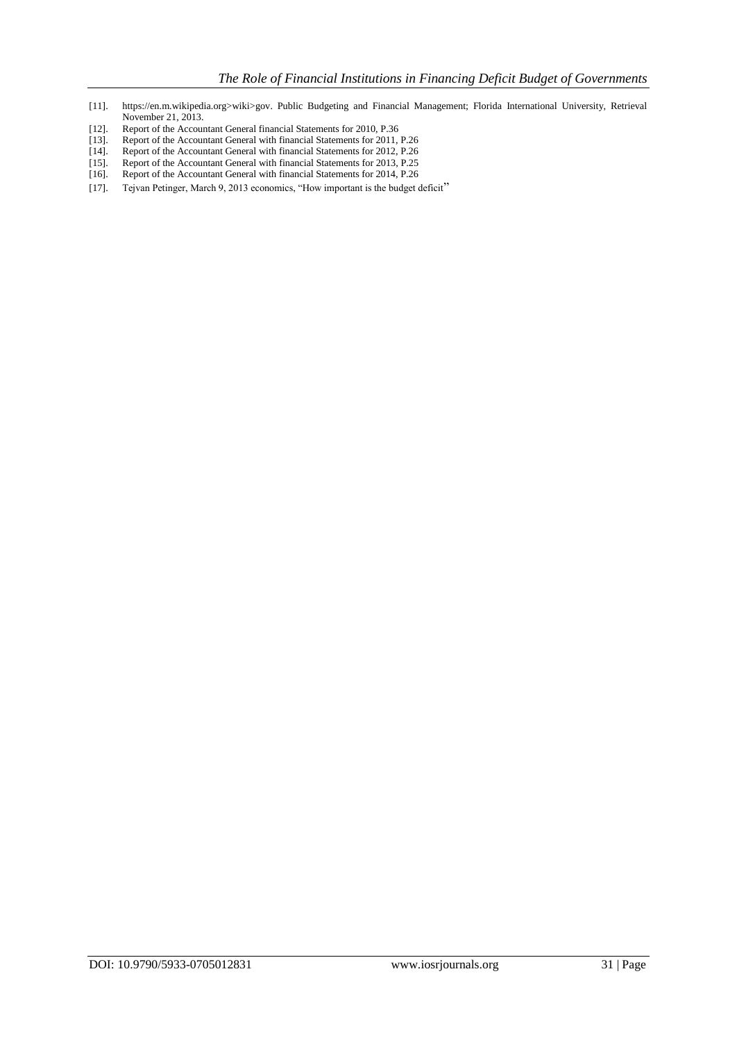[11]. https://en.m.wikipedia.org>wiki>gov. Public Budgeting and Financial Management; Florida International University, Retrieval November 21, 2013.

[12]. Report of the Accountant General financial Statements for 2010, P.36

[13]. Report of the Accountant General with financial Statements for 2011, P.26

[14]. Report of the Accountant General with financial Statements for 2012, P.26

[15]. Report of the Accountant General with financial Statements for 2013, P.25

[16]. Report of the Accountant General with financial Statements for 2014, P.26

[17]. Tejvan Petinger, March 9, 2013 economics, "How important is the budget deficit"